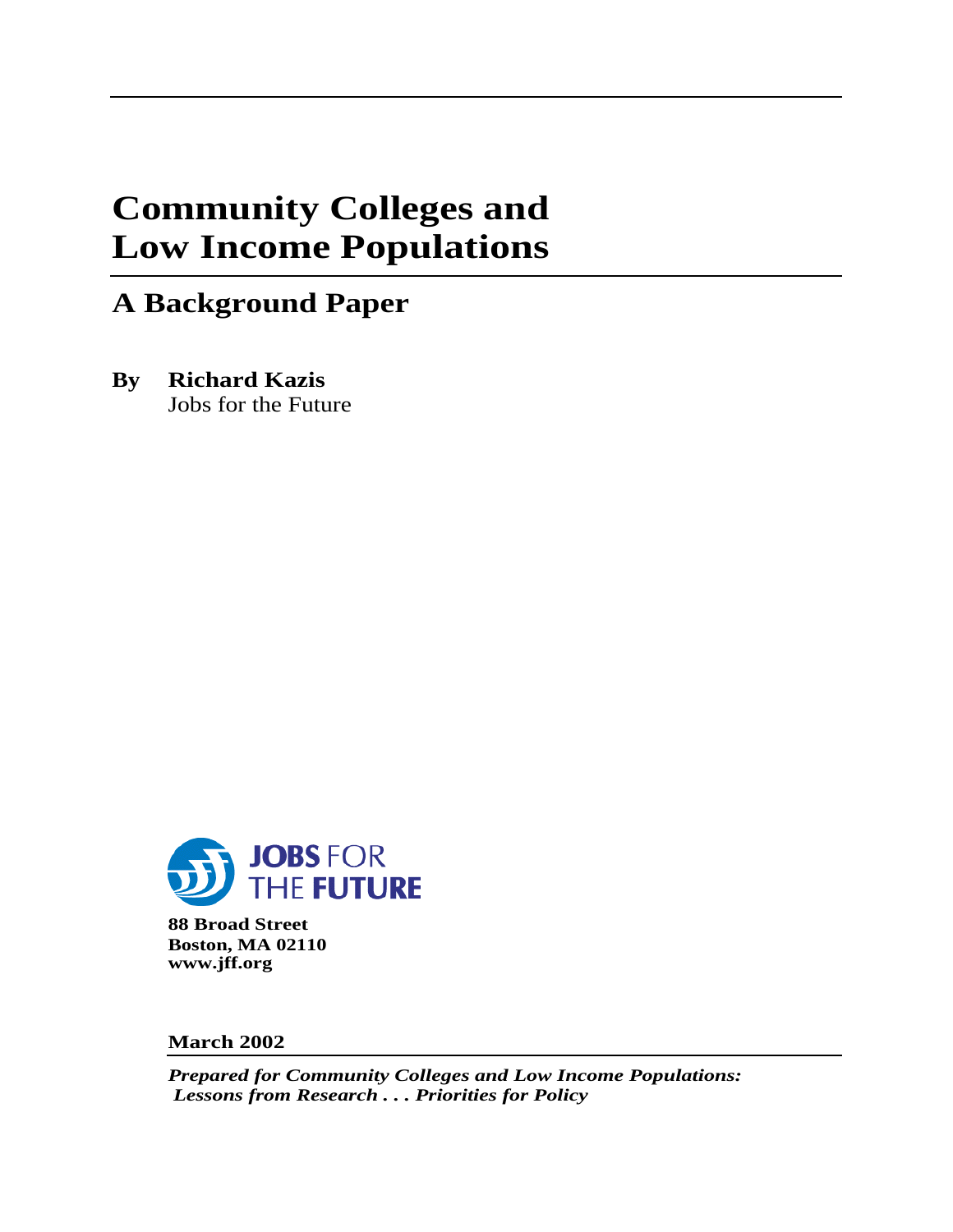# Community Colleges and Low Income Populations

## A Background Paper

**By Richard Kazis**
Jobs for the Future

JOBS FOR THE FUTURE

**88 Broad Street**
**Boston, MA 02110**
**www.jff.org**

**March 2002**

***Prepared for Community Colleges and Low Income Populations: Lessons from Research . . . Priorities for Policy***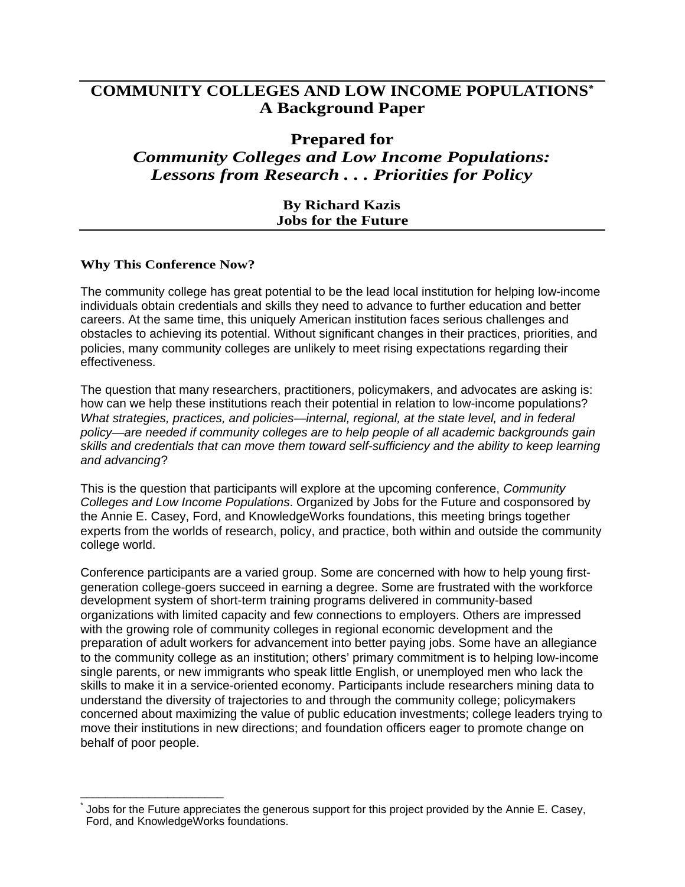# COMMUNITY COLLEGES AND LOW INCOME POPULATIONS[*]
# A Background Paper

## Prepared for
## *Community Colleges and Low Income Populations: Lessons from Research . . . Priorities for Policy*

**By Richard Kazis**
**Jobs for the Future**

---

### Why This Conference Now?

The community college has great potential to be the lead local institution for helping low-income individuals obtain credentials and skills they need to advance to further education and better careers. At the same time, this uniquely American institution faces serious challenges and obstacles to achieving its potential. Without significant changes in their practices, priorities, and policies, many community colleges are unlikely to meet rising expectations regarding their effectiveness.

The question that many researchers, practitioners, policymakers, and advocates are asking is: how can we help these institutions reach their potential in relation to low-income populations? *What strategies, practices, and policies—internal, regional, at the state level, and in federal policy—are needed if community colleges are to help people of all academic backgrounds gain skills and credentials that can move them toward self-sufficiency and the ability to keep learning and advancing*?

This is the question that participants will explore at the upcoming conference, *Community Colleges and Low Income Populations*. Organized by Jobs for the Future and cosponsored by the Annie E. Casey, Ford, and KnowledgeWorks foundations, this meeting brings together experts from the worlds of research, policy, and practice, both within and outside the community college world.

Conference participants are a varied group. Some are concerned with how to help young first-generation college-goers succeed in earning a degree. Some are frustrated with the workforce development system of short-term training programs delivered in community-based organizations with limited capacity and few connections to employers. Others are impressed with the growing role of community colleges in regional economic development and the preparation of adult workers for advancement into better paying jobs. Some have an allegiance to the community college as an institution; others' primary commitment is to helping low-income single parents, or new immigrants who speak little English, or unemployed men who lack the skills to make it in a service-oriented economy. Participants include researchers mining data to understand the diversity of trajectories to and through the community college; policymakers concerned about maximizing the value of public education investments; college leaders trying to move their institutions in new directions; and foundation officers eager to promote change on behalf of poor people.

---

[*] Jobs for the Future appreciates the generous support for this project provided by the Annie E. Casey, Ford, and KnowledgeWorks foundations.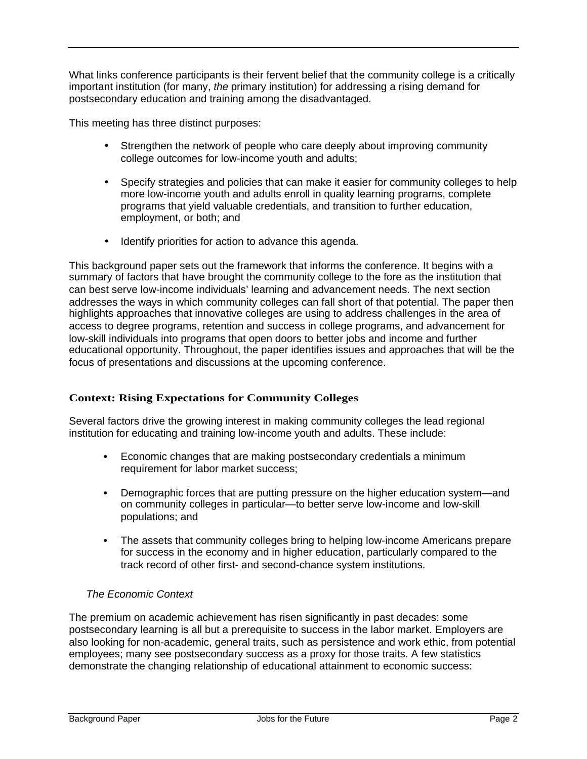What links conference participants is their fervent belief that the community college is a critically important institution (for many, *the* primary institution) for addressing a rising demand for postsecondary education and training among the disadvantaged.

This meeting has three distinct purposes:

- Strengthen the network of people who care deeply about improving community college outcomes for low-income youth and adults;
- Specify strategies and policies that can make it easier for community colleges to help more low-income youth and adults enroll in quality learning programs, complete programs that yield valuable credentials, and transition to further education, employment, or both; and
- Identify priorities for action to advance this agenda.

This background paper sets out the framework that informs the conference. It begins with a summary of factors that have brought the community college to the fore as the institution that can best serve low-income individuals' learning and advancement needs. The next section addresses the ways in which community colleges can fall short of that potential. The paper then highlights approaches that innovative colleges are using to address challenges in the area of access to degree programs, retention and success in college programs, and advancement for low-skill individuals into programs that open doors to better jobs and income and further educational opportunity. Throughout, the paper identifies issues and approaches that will be the focus of presentations and discussions at the upcoming conference.

## Context: Rising Expectations for Community Colleges

Several factors drive the growing interest in making community colleges the lead regional institution for educating and training low-income youth and adults. These include:

- Economic changes that are making postsecondary credentials a minimum requirement for labor market success;
- Demographic forces that are putting pressure on the higher education system—and on community colleges in particular—to better serve low-income and low-skill populations; and
- The assets that community colleges bring to helping low-income Americans prepare for success in the economy and in higher education, particularly compared to the track record of other first- and second-chance system institutions.

### *The Economic Context*

The premium on academic achievement has risen significantly in past decades: some postsecondary learning is all but a prerequisite to success in the labor market. Employers are also looking for non-academic, general traits, such as persistence and work ethic, from potential employees; many see postsecondary success as a proxy for those traits. A few statistics demonstrate the changing relationship of educational attainment to economic success: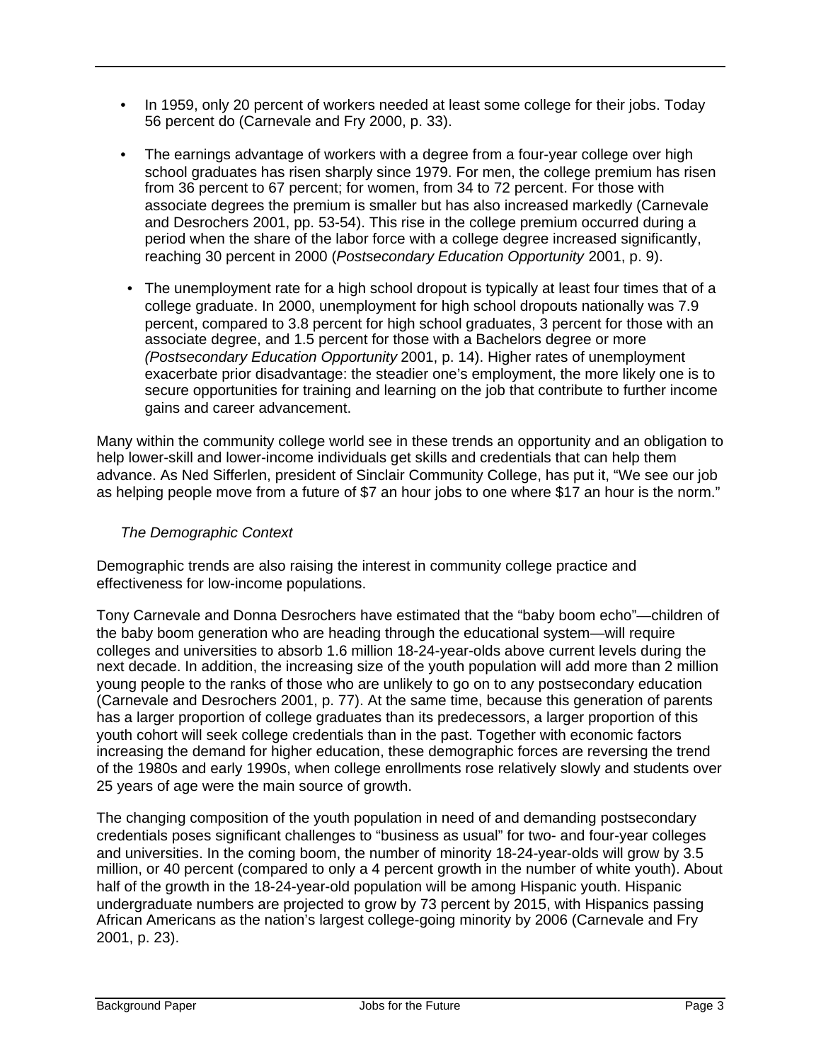- In 1959, only 20 percent of workers needed at least some college for their jobs. Today 56 percent do (Carnevale and Fry 2000, p. 33).
- The earnings advantage of workers with a degree from a four-year college over high school graduates has risen sharply since 1979. For men, the college premium has risen from 36 percent to 67 percent; for women, from 34 to 72 percent. For those with associate degrees the premium is smaller but has also increased markedly (Carnevale and Desrochers 2001, pp. 53-54). This rise in the college premium occurred during a period when the share of the labor force with a college degree increased significantly, reaching 30 percent in 2000 (*Postsecondary Education Opportunity* 2001, p. 9).
- The unemployment rate for a high school dropout is typically at least four times that of a college graduate. In 2000, unemployment for high school dropouts nationally was 7.9 percent, compared to 3.8 percent for high school graduates, 3 percent for those with an associate degree, and 1.5 percent for those with a Bachelors degree or more *(Postsecondary Education Opportunity* 2001, p. 14). Higher rates of unemployment exacerbate prior disadvantage: the steadier one's employment, the more likely one is to secure opportunities for training and learning on the job that contribute to further income gains and career advancement.

Many within the community college world see in these trends an opportunity and an obligation to help lower-skill and lower-income individuals get skills and credentials that can help them advance. As Ned Sifferlen, president of Sinclair Community College, has put it, "We see our job as helping people move from a future of $7 an hour jobs to one where $17 an hour is the norm."

### *The Demographic Context*

Demographic trends are also raising the interest in community college practice and effectiveness for low-income populations.

Tony Carnevale and Donna Desrochers have estimated that the "baby boom echo"—children of the baby boom generation who are heading through the educational system—will require colleges and universities to absorb 1.6 million 18-24-year-olds above current levels during the next decade. In addition, the increasing size of the youth population will add more than 2 million young people to the ranks of those who are unlikely to go on to any postsecondary education (Carnevale and Desrochers 2001, p. 77). At the same time, because this generation of parents has a larger proportion of college graduates than its predecessors, a larger proportion of this youth cohort will seek college credentials than in the past. Together with economic factors increasing the demand for higher education, these demographic forces are reversing the trend of the 1980s and early 1990s, when college enrollments rose relatively slowly and students over 25 years of age were the main source of growth.

The changing composition of the youth population in need of and demanding postsecondary credentials poses significant challenges to "business as usual" for two- and four-year colleges and universities. In the coming boom, the number of minority 18-24-year-olds will grow by 3.5 million, or 40 percent (compared to only a 4 percent growth in the number of white youth). About half of the growth in the 18-24-year-old population will be among Hispanic youth. Hispanic undergraduate numbers are projected to grow by 73 percent by 2015, with Hispanics passing African Americans as the nation's largest college-going minority by 2006 (Carnevale and Fry 2001, p. 23).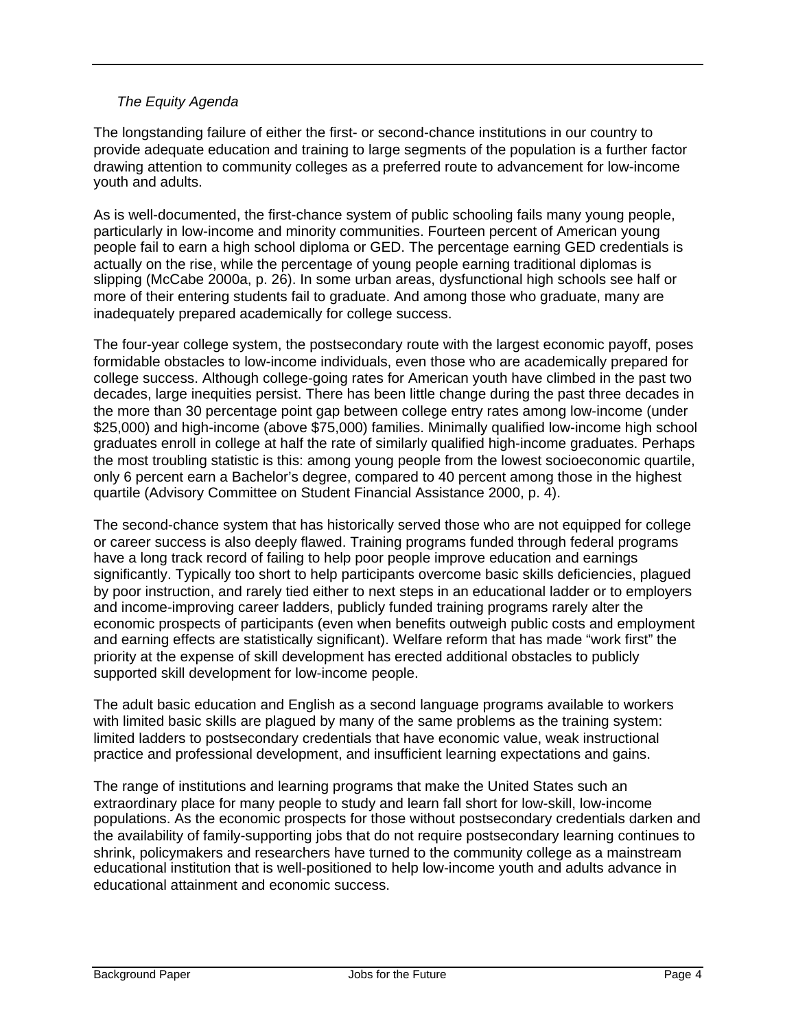*The Equity Agenda*

The longstanding failure of either the first- or second-chance institutions in our country to provide adequate education and training to large segments of the population is a further factor drawing attention to community colleges as a preferred route to advancement for low-income youth and adults.

As is well-documented, the first-chance system of public schooling fails many young people, particularly in low-income and minority communities. Fourteen percent of American young people fail to earn a high school diploma or GED. The percentage earning GED credentials is actually on the rise, while the percentage of young people earning traditional diplomas is slipping (McCabe 2000a, p. 26). In some urban areas, dysfunctional high schools see half or more of their entering students fail to graduate. And among those who graduate, many are inadequately prepared academically for college success.

The four-year college system, the postsecondary route with the largest economic payoff, poses formidable obstacles to low-income individuals, even those who are academically prepared for college success. Although college-going rates for American youth have climbed in the past two decades, large inequities persist. There has been little change during the past three decades in the more than 30 percentage point gap between college entry rates among low-income (under $25,000) and high-income (above $75,000) families. Minimally qualified low-income high school graduates enroll in college at half the rate of similarly qualified high-income graduates. Perhaps the most troubling statistic is this: among young people from the lowest socioeconomic quartile, only 6 percent earn a Bachelor's degree, compared to 40 percent among those in the highest quartile (Advisory Committee on Student Financial Assistance 2000, p. 4).

The second-chance system that has historically served those who are not equipped for college or career success is also deeply flawed. Training programs funded through federal programs have a long track record of failing to help poor people improve education and earnings significantly. Typically too short to help participants overcome basic skills deficiencies, plagued by poor instruction, and rarely tied either to next steps in an educational ladder or to employers and income-improving career ladders, publicly funded training programs rarely alter the economic prospects of participants (even when benefits outweigh public costs and employment and earning effects are statistically significant). Welfare reform that has made "work first" the priority at the expense of skill development has erected additional obstacles to publicly supported skill development for low-income people.

The adult basic education and English as a second language programs available to workers with limited basic skills are plagued by many of the same problems as the training system: limited ladders to postsecondary credentials that have economic value, weak instructional practice and professional development, and insufficient learning expectations and gains.

The range of institutions and learning programs that make the United States such an extraordinary place for many people to study and learn fall short for low-skill, low-income populations. As the economic prospects for those without postsecondary credentials darken and the availability of family-supporting jobs that do not require postsecondary learning continues to shrink, policymakers and researchers have turned to the community college as a mainstream educational institution that is well-positioned to help low-income youth and adults advance in educational attainment and economic success.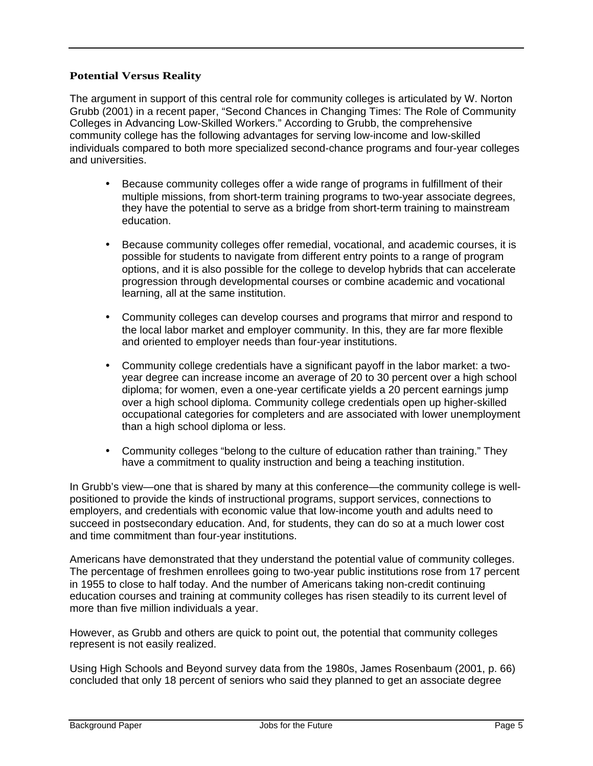### Potential Versus Reality

The argument in support of this central role for community colleges is articulated by W. Norton Grubb (2001) in a recent paper, "Second Chances in Changing Times: The Role of Community Colleges in Advancing Low-Skilled Workers." According to Grubb, the comprehensive community college has the following advantages for serving low-income and low-skilled individuals compared to both more specialized second-chance programs and four-year colleges and universities.

- Because community colleges offer a wide range of programs in fulfillment of their multiple missions, from short-term training programs to two-year associate degrees, they have the potential to serve as a bridge from short-term training to mainstream education.
- Because community colleges offer remedial, vocational, and academic courses, it is possible for students to navigate from different entry points to a range of program options, and it is also possible for the college to develop hybrids that can accelerate progression through developmental courses or combine academic and vocational learning, all at the same institution.
- Community colleges can develop courses and programs that mirror and respond to the local labor market and employer community. In this, they are far more flexible and oriented to employer needs than four-year institutions.
- Community college credentials have a significant payoff in the labor market: a two-year degree can increase income an average of 20 to 30 percent over a high school diploma; for women, even a one-year certificate yields a 20 percent earnings jump over a high school diploma. Community college credentials open up higher-skilled occupational categories for completers and are associated with lower unemployment than a high school diploma or less.
- Community colleges "belong to the culture of education rather than training." They have a commitment to quality instruction and being a teaching institution.

In Grubb's view—one that is shared by many at this conference—the community college is well-positioned to provide the kinds of instructional programs, support services, connections to employers, and credentials with economic value that low-income youth and adults need to succeed in postsecondary education. And, for students, they can do so at a much lower cost and time commitment than four-year institutions.

Americans have demonstrated that they understand the potential value of community colleges. The percentage of freshmen enrollees going to two-year public institutions rose from 17 percent in 1955 to close to half today. And the number of Americans taking non-credit continuing education courses and training at community colleges has risen steadily to its current level of more than five million individuals a year.

However, as Grubb and others are quick to point out, the potential that community colleges represent is not easily realized.

Using High Schools and Beyond survey data from the 1980s, James Rosenbaum (2001, p. 66) concluded that only 18 percent of seniors who said they planned to get an associate degree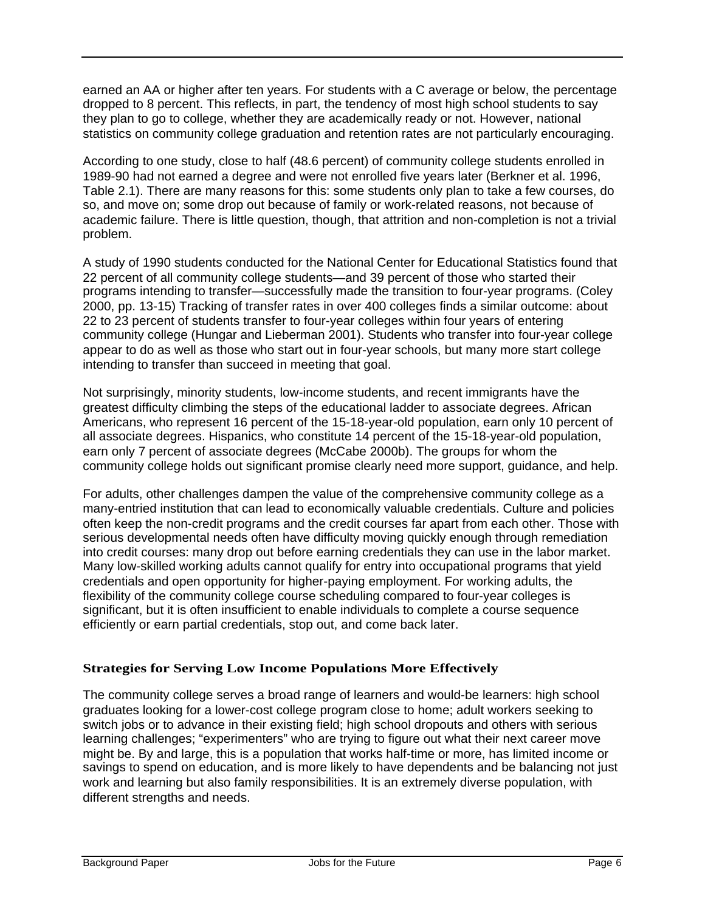earned an AA or higher after ten years. For students with a C average or below, the percentage dropped to 8 percent. This reflects, in part, the tendency of most high school students to say they plan to go to college, whether they are academically ready or not. However, national statistics on community college graduation and retention rates are not particularly encouraging.

According to one study, close to half (48.6 percent) of community college students enrolled in 1989-90 had not earned a degree and were not enrolled five years later (Berkner et al. 1996, Table 2.1). There are many reasons for this: some students only plan to take a few courses, do so, and move on; some drop out because of family or work-related reasons, not because of academic failure. There is little question, though, that attrition and non-completion is not a trivial problem.

A study of 1990 students conducted for the National Center for Educational Statistics found that 22 percent of all community college students—and 39 percent of those who started their programs intending to transfer—successfully made the transition to four-year programs. (Coley 2000, pp. 13-15) Tracking of transfer rates in over 400 colleges finds a similar outcome: about 22 to 23 percent of students transfer to four-year colleges within four years of entering community college (Hungar and Lieberman 2001). Students who transfer into four-year college appear to do as well as those who start out in four-year schools, but many more start college intending to transfer than succeed in meeting that goal.

Not surprisingly, minority students, low-income students, and recent immigrants have the greatest difficulty climbing the steps of the educational ladder to associate degrees. African Americans, who represent 16 percent of the 15-18-year-old population, earn only 10 percent of all associate degrees. Hispanics, who constitute 14 percent of the 15-18-year-old population, earn only 7 percent of associate degrees (McCabe 2000b). The groups for whom the community college holds out significant promise clearly need more support, guidance, and help.

For adults, other challenges dampen the value of the comprehensive community college as a many-entried institution that can lead to economically valuable credentials. Culture and policies often keep the non-credit programs and the credit courses far apart from each other. Those with serious developmental needs often have difficulty moving quickly enough through remediation into credit courses: many drop out before earning credentials they can use in the labor market. Many low-skilled working adults cannot qualify for entry into occupational programs that yield credentials and open opportunity for higher-paying employment. For working adults, the flexibility of the community college course scheduling compared to four-year colleges is significant, but it is often insufficient to enable individuals to complete a course sequence efficiently or earn partial credentials, stop out, and come back later.

## Strategies for Serving Low Income Populations More Effectively

The community college serves a broad range of learners and would-be learners: high school graduates looking for a lower-cost college program close to home; adult workers seeking to switch jobs or to advance in their existing field; high school dropouts and others with serious learning challenges; "experimenters" who are trying to figure out what their next career move might be. By and large, this is a population that works half-time or more, has limited income or savings to spend on education, and is more likely to have dependents and be balancing not just work and learning but also family responsibilities. It is an extremely diverse population, with different strengths and needs.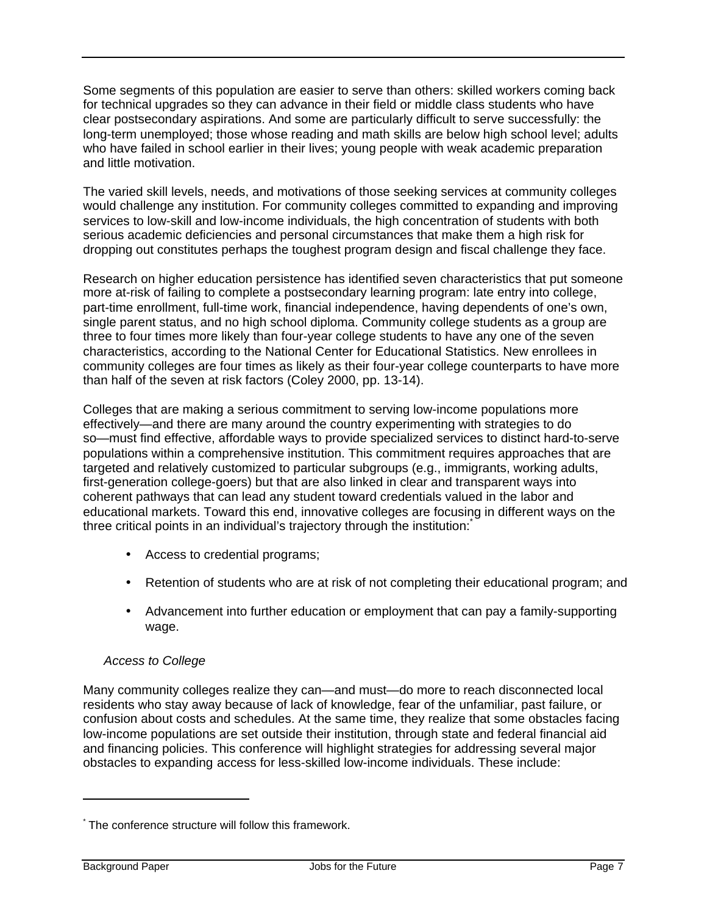Some segments of this population are easier to serve than others: skilled workers coming back for technical upgrades so they can advance in their field or middle class students who have clear postsecondary aspirations. And some are particularly difficult to serve successfully: the long-term unemployed; those whose reading and math skills are below high school level; adults who have failed in school earlier in their lives; young people with weak academic preparation and little motivation.

The varied skill levels, needs, and motivations of those seeking services at community colleges would challenge any institution. For community colleges committed to expanding and improving services to low-skill and low-income individuals, the high concentration of students with both serious academic deficiencies and personal circumstances that make them a high risk for dropping out constitutes perhaps the toughest program design and fiscal challenge they face.

Research on higher education persistence has identified seven characteristics that put someone more at-risk of failing to complete a postsecondary learning program: late entry into college, part-time enrollment, full-time work, financial independence, having dependents of one's own, single parent status, and no high school diploma. Community college students as a group are three to four times more likely than four-year college students to have any one of the seven characteristics, according to the National Center for Educational Statistics. New enrollees in community colleges are four times as likely as their four-year college counterparts to have more than half of the seven at risk factors (Coley 2000, pp. 13-14).

Colleges that are making a serious commitment to serving low-income populations more effectively—and there are many around the country experimenting with strategies to do so—must find effective, affordable ways to provide specialized services to distinct hard-to-serve populations within a comprehensive institution. This commitment requires approaches that are targeted and relatively customized to particular subgroups (e.g., immigrants, working adults, first-generation college-goers) but that are also linked in clear and transparent ways into coherent pathways that can lead any student toward credentials valued in the labor and educational markets. Toward this end, innovative colleges are focusing in different ways on the three critical points in an individual's trajectory through the institution:*

- Access to credential programs;
- Retention of students who are at risk of not completing their educational program; and
- Advancement into further education or employment that can pay a family-supporting wage.

*Access to College*

Many community colleges realize they can—and must—do more to reach disconnected local residents who stay away because of lack of knowledge, fear of the unfamiliar, past failure, or confusion about costs and schedules. At the same time, they realize that some obstacles facing low-income populations are set outside their institution, through state and federal financial aid and financing policies. This conference will highlight strategies for addressing several major obstacles to expanding access for less-skilled low-income individuals. These include:

* The conference structure will follow this framework.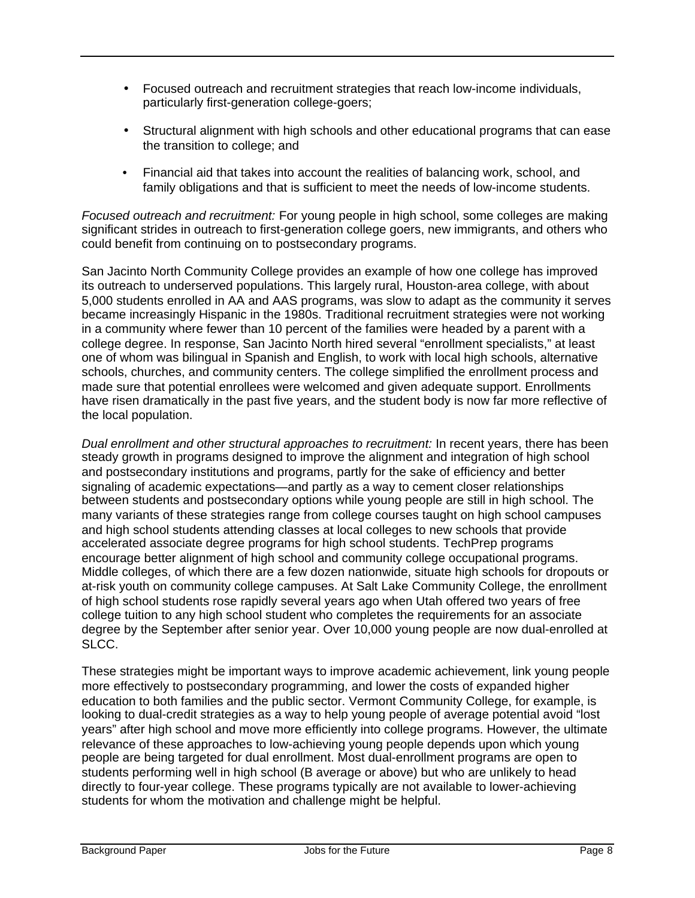- Focused outreach and recruitment strategies that reach low-income individuals, particularly first-generation college-goers;
- Structural alignment with high schools and other educational programs that can ease the transition to college; and
- Financial aid that takes into account the realities of balancing work, school, and family obligations and that is sufficient to meet the needs of low-income students.

*Focused outreach and recruitment:* For young people in high school, some colleges are making significant strides in outreach to first-generation college goers, new immigrants, and others who could benefit from continuing on to postsecondary programs.

San Jacinto North Community College provides an example of how one college has improved its outreach to underserved populations. This largely rural, Houston-area college, with about 5,000 students enrolled in AA and AAS programs, was slow to adapt as the community it serves became increasingly Hispanic in the 1980s. Traditional recruitment strategies were not working in a community where fewer than 10 percent of the families were headed by a parent with a college degree. In response, San Jacinto North hired several "enrollment specialists," at least one of whom was bilingual in Spanish and English, to work with local high schools, alternative schools, churches, and community centers. The college simplified the enrollment process and made sure that potential enrollees were welcomed and given adequate support. Enrollments have risen dramatically in the past five years, and the student body is now far more reflective of the local population.

*Dual enrollment and other structural approaches to recruitment:* In recent years, there has been steady growth in programs designed to improve the alignment and integration of high school and postsecondary institutions and programs, partly for the sake of efficiency and better signaling of academic expectations—and partly as a way to cement closer relationships between students and postsecondary options while young people are still in high school. The many variants of these strategies range from college courses taught on high school campuses and high school students attending classes at local colleges to new schools that provide accelerated associate degree programs for high school students. TechPrep programs encourage better alignment of high school and community college occupational programs. Middle colleges, of which there are a few dozen nationwide, situate high schools for dropouts or at-risk youth on community college campuses. At Salt Lake Community College, the enrollment of high school students rose rapidly several years ago when Utah offered two years of free college tuition to any high school student who completes the requirements for an associate degree by the September after senior year. Over 10,000 young people are now dual-enrolled at SLCC.

These strategies might be important ways to improve academic achievement, link young people more effectively to postsecondary programming, and lower the costs of expanded higher education to both families and the public sector. Vermont Community College, for example, is looking to dual-credit strategies as a way to help young people of average potential avoid "lost years" after high school and move more efficiently into college programs. However, the ultimate relevance of these approaches to low-achieving young people depends upon which young people are being targeted for dual enrollment. Most dual-enrollment programs are open to students performing well in high school (B average or above) but who are unlikely to head directly to four-year college. These programs typically are not available to lower-achieving students for whom the motivation and challenge might be helpful.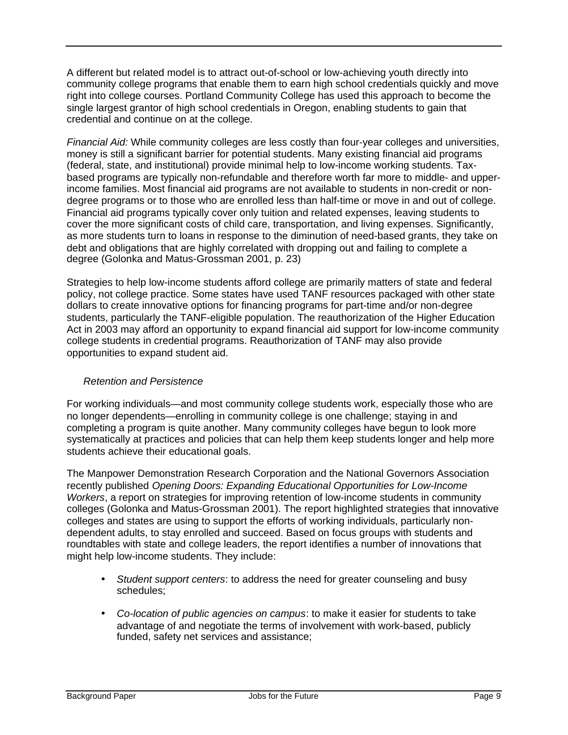A different but related model is to attract out-of-school or low-achieving youth directly into community college programs that enable them to earn high school credentials quickly and move right into college courses. Portland Community College has used this approach to become the single largest grantor of high school credentials in Oregon, enabling students to gain that credential and continue on at the college.

*Financial Aid:* While community colleges are less costly than four-year colleges and universities, money is still a significant barrier for potential students. Many existing financial aid programs (federal, state, and institutional) provide minimal help to low-income working students. Tax-based programs are typically non-refundable and therefore worth far more to middle- and upper-income families. Most financial aid programs are not available to students in non-credit or non-degree programs or to those who are enrolled less than half-time or move in and out of college. Financial aid programs typically cover only tuition and related expenses, leaving students to cover the more significant costs of child care, transportation, and living expenses. Significantly, as more students turn to loans in response to the diminution of need-based grants, they take on debt and obligations that are highly correlated with dropping out and failing to complete a degree (Golonka and Matus-Grossman 2001, p. 23)

Strategies to help low-income students afford college are primarily matters of state and federal policy, not college practice. Some states have used TANF resources packaged with other state dollars to create innovative options for financing programs for part-time and/or non-degree students, particularly the TANF-eligible population. The reauthorization of the Higher Education Act in 2003 may afford an opportunity to expand financial aid support for low-income community college students in credential programs. Reauthorization of TANF may also provide opportunities to expand student aid.

### *Retention and Persistence*

For working individuals—and most community college students work, especially those who are no longer dependents—enrolling in community college is one challenge; staying in and completing a program is quite another. Many community colleges have begun to look more systematically at practices and policies that can help them keep students longer and help more students achieve their educational goals.

The Manpower Demonstration Research Corporation and the National Governors Association recently published *Opening Doors: Expanding Educational Opportunities for Low-Income Workers*, a report on strategies for improving retention of low-income students in community colleges (Golonka and Matus-Grossman 2001). The report highlighted strategies that innovative colleges and states are using to support the efforts of working individuals, particularly non-dependent adults, to stay enrolled and succeed. Based on focus groups with students and roundtables with state and college leaders, the report identifies a number of innovations that might help low-income students. They include:

- *Student support centers*: to address the need for greater counseling and busy schedules;
- *Co-location of public agencies on campus*: to make it easier for students to take advantage of and negotiate the terms of involvement with work-based, publicly funded, safety net services and assistance;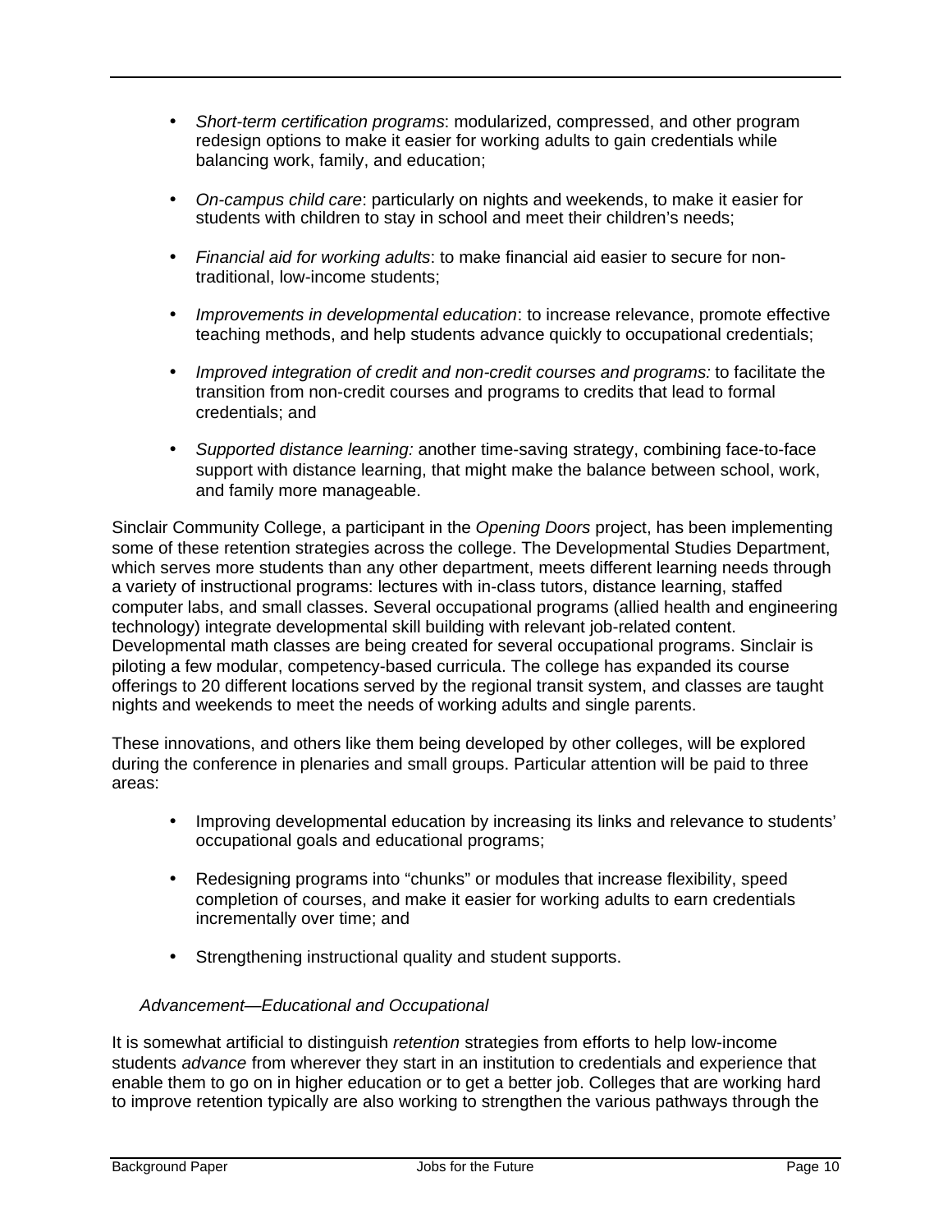- *Short-term certification programs*: modularized, compressed, and other program redesign options to make it easier for working adults to gain credentials while balancing work, family, and education;

- *On-campus child care*: particularly on nights and weekends, to make it easier for students with children to stay in school and meet their children's needs;

- *Financial aid for working adults*: to make financial aid easier to secure for non-traditional, low-income students;

- *Improvements in developmental education*: to increase relevance, promote effective teaching methods, and help students advance quickly to occupational credentials;

- *Improved integration of credit and non-credit courses and programs:* to facilitate the transition from non-credit courses and programs to credits that lead to formal credentials; and

- *Supported distance learning:* another time-saving strategy, combining face-to-face support with distance learning, that might make the balance between school, work, and family more manageable.

Sinclair Community College, a participant in the *Opening Doors* project, has been implementing some of these retention strategies across the college. The Developmental Studies Department, which serves more students than any other department, meets different learning needs through a variety of instructional programs: lectures with in-class tutors, distance learning, staffed computer labs, and small classes. Several occupational programs (allied health and engineering technology) integrate developmental skill building with relevant job-related content. Developmental math classes are being created for several occupational programs. Sinclair is piloting a few modular, competency-based curricula. The college has expanded its course offerings to 20 different locations served by the regional transit system, and classes are taught nights and weekends to meet the needs of working adults and single parents.

These innovations, and others like them being developed by other colleges, will be explored during the conference in plenaries and small groups. Particular attention will be paid to three areas:

- Improving developmental education by increasing its links and relevance to students' occupational goals and educational programs;

- Redesigning programs into "chunks" or modules that increase flexibility, speed completion of courses, and make it easier for working adults to earn credentials incrementally over time; and

- Strengthening instructional quality and student supports.

### *Advancement—Educational and Occupational*

It is somewhat artificial to distinguish *retention* strategies from efforts to help low-income students *advance* from wherever they start in an institution to credentials and experience that enable them to go on in higher education or to get a better job. Colleges that are working hard to improve retention typically are also working to strengthen the various pathways through the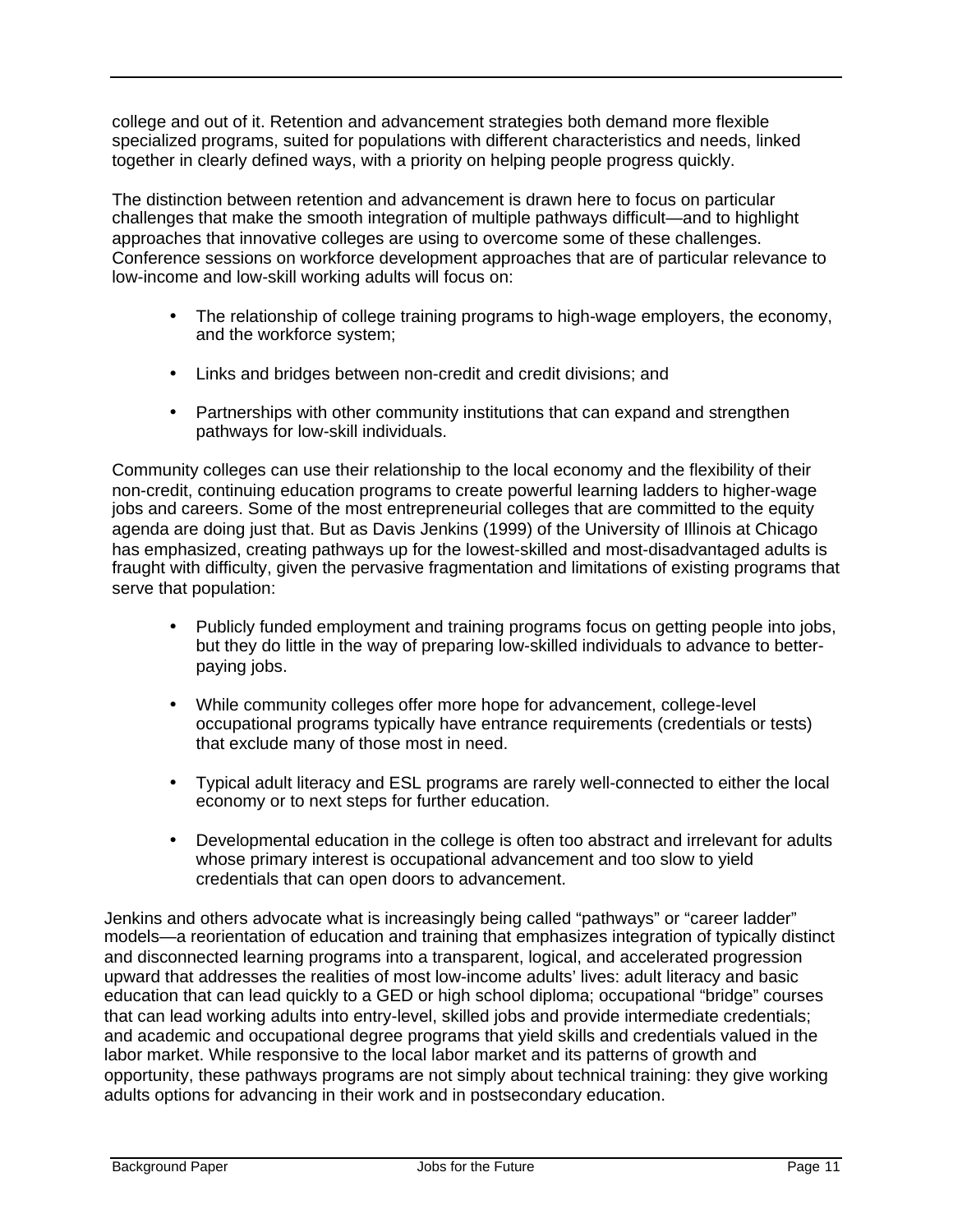college and out of it. Retention and advancement strategies both demand more flexible specialized programs, suited for populations with different characteristics and needs, linked together in clearly defined ways, with a priority on helping people progress quickly.

The distinction between retention and advancement is drawn here to focus on particular challenges that make the smooth integration of multiple pathways difficult—and to highlight approaches that innovative colleges are using to overcome some of these challenges. Conference sessions on workforce development approaches that are of particular relevance to low-income and low-skill working adults will focus on:

- The relationship of college training programs to high-wage employers, the economy, and the workforce system;
- Links and bridges between non-credit and credit divisions; and
- Partnerships with other community institutions that can expand and strengthen pathways for low-skill individuals.

Community colleges can use their relationship to the local economy and the flexibility of their non-credit, continuing education programs to create powerful learning ladders to higher-wage jobs and careers. Some of the most entrepreneurial colleges that are committed to the equity agenda are doing just that. But as Davis Jenkins (1999) of the University of Illinois at Chicago has emphasized, creating pathways up for the lowest-skilled and most-disadvantaged adults is fraught with difficulty, given the pervasive fragmentation and limitations of existing programs that serve that population:

- Publicly funded employment and training programs focus on getting people into jobs, but they do little in the way of preparing low-skilled individuals to advance to better-paying jobs.
- While community colleges offer more hope for advancement, college-level occupational programs typically have entrance requirements (credentials or tests) that exclude many of those most in need.
- Typical adult literacy and ESL programs are rarely well-connected to either the local economy or to next steps for further education.
- Developmental education in the college is often too abstract and irrelevant for adults whose primary interest is occupational advancement and too slow to yield credentials that can open doors to advancement.

Jenkins and others advocate what is increasingly being called “pathways” or “career ladder” models—a reorientation of education and training that emphasizes integration of typically distinct and disconnected learning programs into a transparent, logical, and accelerated progression upward that addresses the realities of most low-income adults’ lives: adult literacy and basic education that can lead quickly to a GED or high school diploma; occupational “bridge” courses that can lead working adults into entry-level, skilled jobs and provide intermediate credentials; and academic and occupational degree programs that yield skills and credentials valued in the labor market. While responsive to the local labor market and its patterns of growth and opportunity, these pathways programs are not simply about technical training: they give working adults options for advancing in their work and in postsecondary education.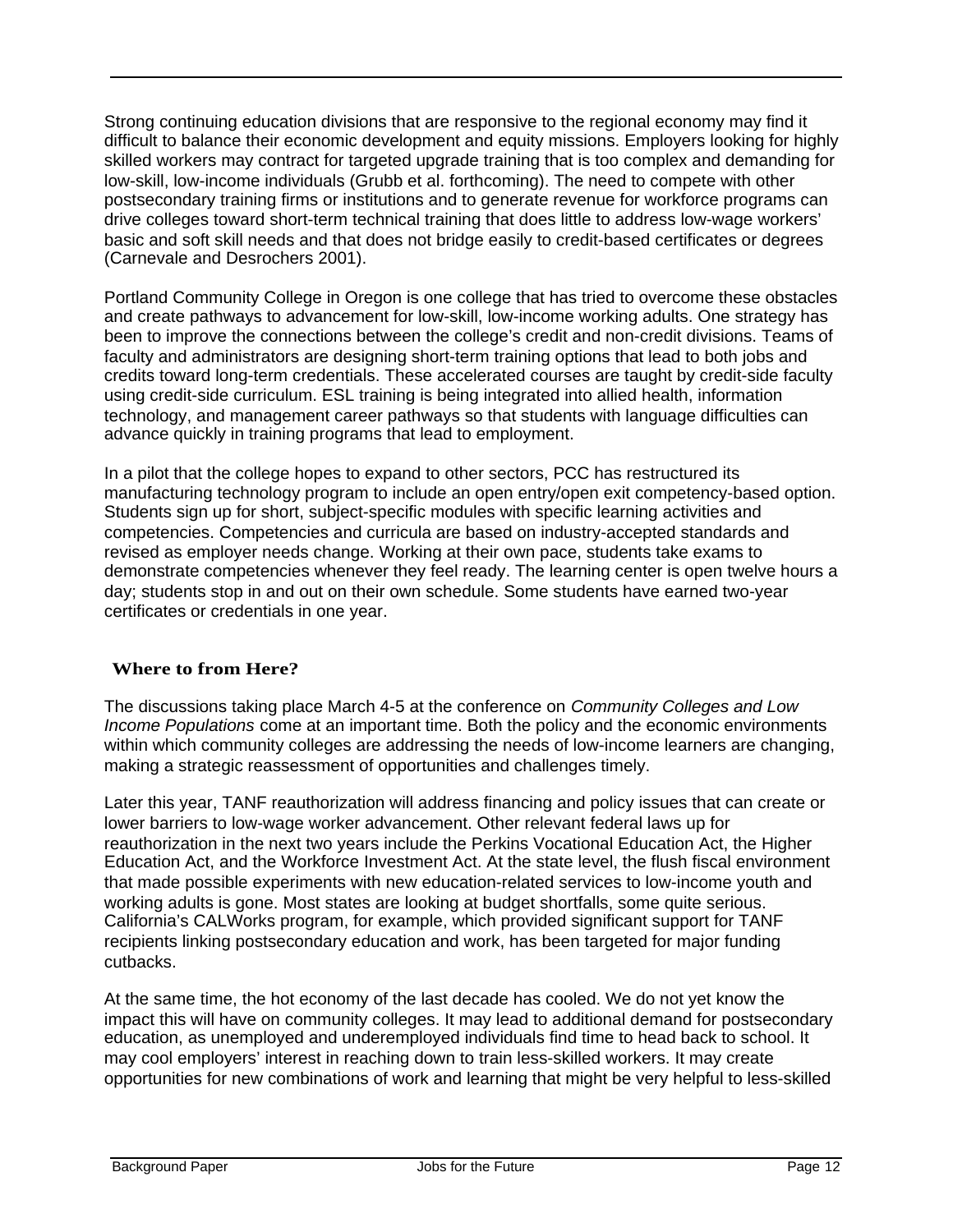Strong continuing education divisions that are responsive to the regional economy may find it difficult to balance their economic development and equity missions. Employers looking for highly skilled workers may contract for targeted upgrade training that is too complex and demanding for low-skill, low-income individuals (Grubb et al. forthcoming). The need to compete with other postsecondary training firms or institutions and to generate revenue for workforce programs can drive colleges toward short-term technical training that does little to address low-wage workers' basic and soft skill needs and that does not bridge easily to credit-based certificates or degrees (Carnevale and Desrochers 2001).

Portland Community College in Oregon is one college that has tried to overcome these obstacles and create pathways to advancement for low-skill, low-income working adults. One strategy has been to improve the connections between the college's credit and non-credit divisions. Teams of faculty and administrators are designing short-term training options that lead to both jobs and credits toward long-term credentials. These accelerated courses are taught by credit-side faculty using credit-side curriculum. ESL training is being integrated into allied health, information technology, and management career pathways so that students with language difficulties can advance quickly in training programs that lead to employment.

In a pilot that the college hopes to expand to other sectors, PCC has restructured its manufacturing technology program to include an open entry/open exit competency-based option. Students sign up for short, subject-specific modules with specific learning activities and competencies. Competencies and curricula are based on industry-accepted standards and revised as employer needs change. Working at their own pace, students take exams to demonstrate competencies whenever they feel ready. The learning center is open twelve hours a day; students stop in and out on their own schedule. Some students have earned two-year certificates or credentials in one year.

## Where to from Here?

The discussions taking place March 4-5 at the conference on *Community Colleges and Low Income Populations* come at an important time. Both the policy and the economic environments within which community colleges are addressing the needs of low-income learners are changing, making a strategic reassessment of opportunities and challenges timely.

Later this year, TANF reauthorization will address financing and policy issues that can create or lower barriers to low-wage worker advancement. Other relevant federal laws up for reauthorization in the next two years include the Perkins Vocational Education Act, the Higher Education Act, and the Workforce Investment Act. At the state level, the flush fiscal environment that made possible experiments with new education-related services to low-income youth and working adults is gone. Most states are looking at budget shortfalls, some quite serious. California's CALWorks program, for example, which provided significant support for TANF recipients linking postsecondary education and work, has been targeted for major funding cutbacks.

At the same time, the hot economy of the last decade has cooled. We do not yet know the impact this will have on community colleges. It may lead to additional demand for postsecondary education, as unemployed and underemployed individuals find time to head back to school. It may cool employers' interest in reaching down to train less-skilled workers. It may create opportunities for new combinations of work and learning that might be very helpful to less-skilled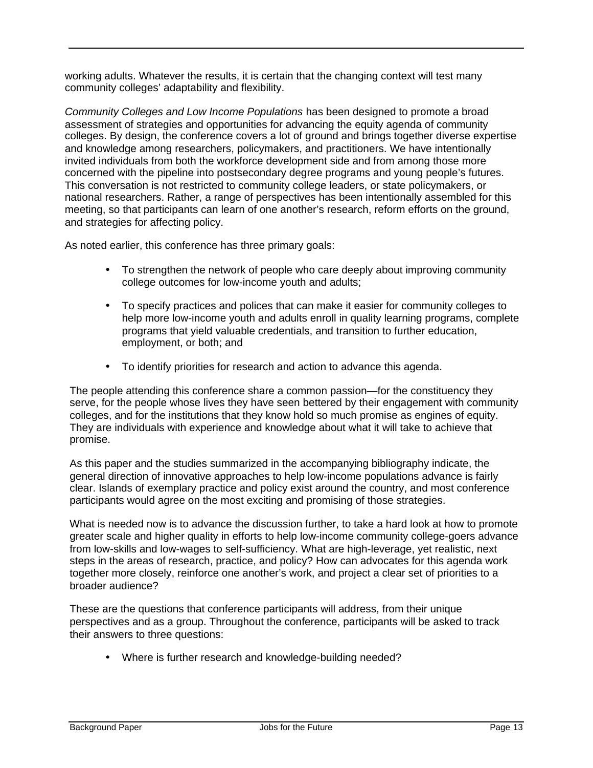working adults. Whatever the results, it is certain that the changing context will test many community colleges' adaptability and flexibility.

*Community Colleges and Low Income Populations* has been designed to promote a broad assessment of strategies and opportunities for advancing the equity agenda of community colleges. By design, the conference covers a lot of ground and brings together diverse expertise and knowledge among researchers, policymakers, and practitioners. We have intentionally invited individuals from both the workforce development side and from among those more concerned with the pipeline into postsecondary degree programs and young people's futures. This conversation is not restricted to community college leaders, or state policymakers, or national researchers. Rather, a range of perspectives has been intentionally assembled for this meeting, so that participants can learn of one another's research, reform efforts on the ground, and strategies for affecting policy.

As noted earlier, this conference has three primary goals:

- To strengthen the network of people who care deeply about improving community college outcomes for low-income youth and adults;
- To specify practices and polices that can make it easier for community colleges to help more low-income youth and adults enroll in quality learning programs, complete programs that yield valuable credentials, and transition to further education, employment, or both; and
- To identify priorities for research and action to advance this agenda.

The people attending this conference share a common passion—for the constituency they serve, for the people whose lives they have seen bettered by their engagement with community colleges, and for the institutions that they know hold so much promise as engines of equity. They are individuals with experience and knowledge about what it will take to achieve that promise.

As this paper and the studies summarized in the accompanying bibliography indicate, the general direction of innovative approaches to help low-income populations advance is fairly clear. Islands of exemplary practice and policy exist around the country, and most conference participants would agree on the most exciting and promising of those strategies.

What is needed now is to advance the discussion further, to take a hard look at how to promote greater scale and higher quality in efforts to help low-income community college-goers advance from low-skills and low-wages to self-sufficiency. What are high-leverage, yet realistic, next steps in the areas of research, practice, and policy? How can advocates for this agenda work together more closely, reinforce one another's work, and project a clear set of priorities to a broader audience?

These are the questions that conference participants will address, from their unique perspectives and as a group. Throughout the conference, participants will be asked to track their answers to three questions:

- Where is further research and knowledge-building needed?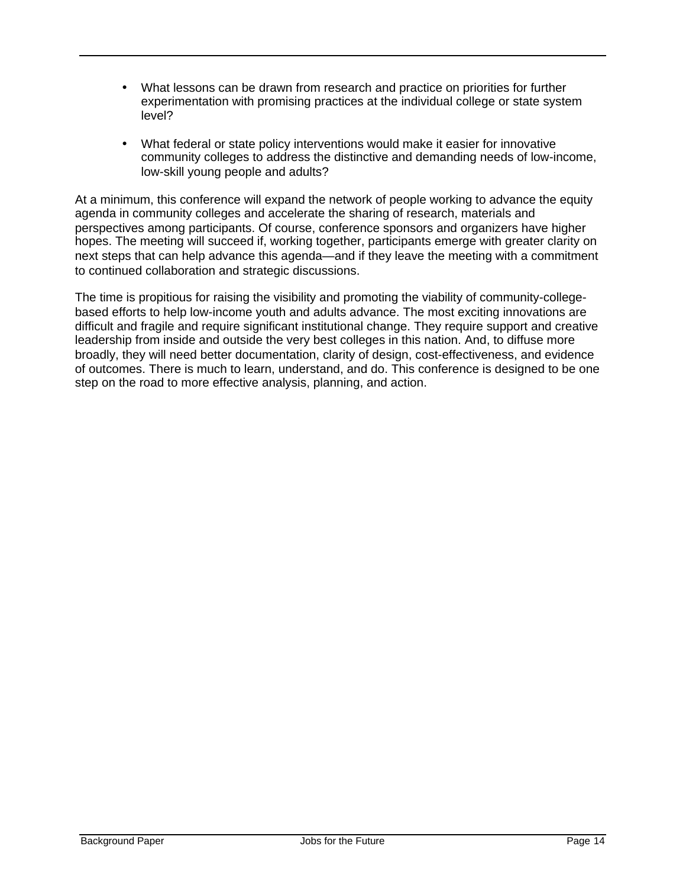- What lessons can be drawn from research and practice on priorities for further experimentation with promising practices at the individual college or state system level?

- What federal or state policy interventions would make it easier for innovative community colleges to address the distinctive and demanding needs of low-income, low-skill young people and adults?

At a minimum, this conference will expand the network of people working to advance the equity agenda in community colleges and accelerate the sharing of research, materials and perspectives among participants. Of course, conference sponsors and organizers have higher hopes. The meeting will succeed if, working together, participants emerge with greater clarity on next steps that can help advance this agenda—and if they leave the meeting with a commitment to continued collaboration and strategic discussions.

The time is propitious for raising the visibility and promoting the viability of community-college-based efforts to help low-income youth and adults advance. The most exciting innovations are difficult and fragile and require significant institutional change. They require support and creative leadership from inside and outside the very best colleges in this nation. And, to diffuse more broadly, they will need better documentation, clarity of design, cost-effectiveness, and evidence of outcomes. There is much to learn, understand, and do. This conference is designed to be one step on the road to more effective analysis, planning, and action.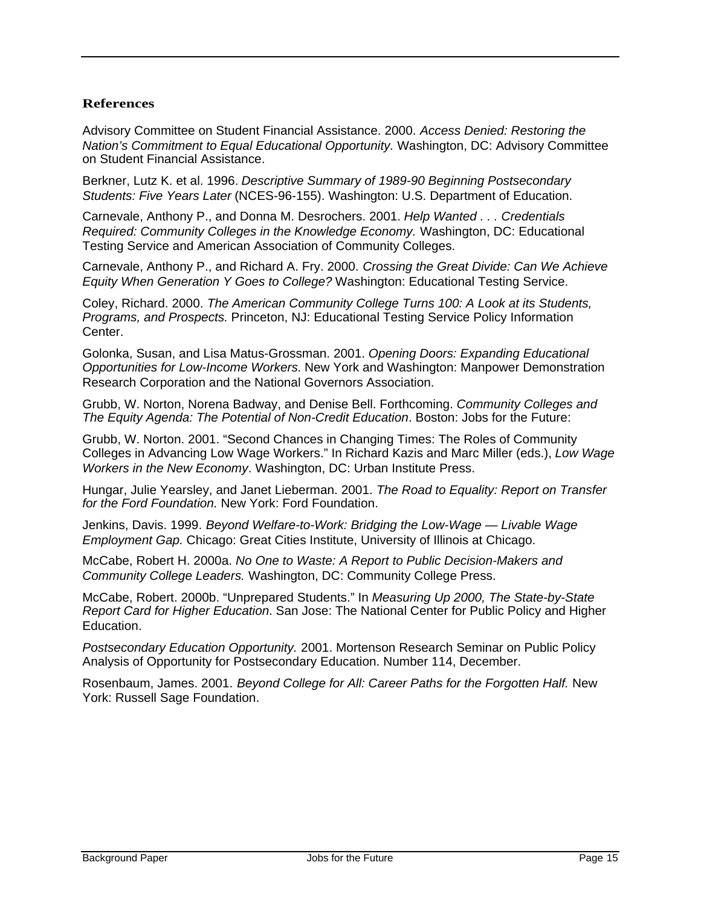### References

Advisory Committee on Student Financial Assistance. 2000. *Access Denied: Restoring the Nation's Commitment to Equal Educational Opportunity.* Washington, DC: Advisory Committee on Student Financial Assistance.

Berkner, Lutz K. et al. 1996. *Descriptive Summary of 1989-90 Beginning Postsecondary Students: Five Years Later* (NCES-96-155). Washington: U.S. Department of Education.

Carnevale, Anthony P., and Donna M. Desrochers. 2001. *Help Wanted . . . Credentials Required: Community Colleges in the Knowledge Economy.* Washington, DC: Educational Testing Service and American Association of Community Colleges.

Carnevale, Anthony P., and Richard A. Fry. 2000. *Crossing the Great Divide: Can We Achieve Equity When Generation Y Goes to College?* Washington: Educational Testing Service.

Coley, Richard. 2000. *The American Community College Turns 100: A Look at its Students, Programs, and Prospects.* Princeton, NJ: Educational Testing Service Policy Information Center.

Golonka, Susan, and Lisa Matus-Grossman. 2001. *Opening Doors: Expanding Educational Opportunities for Low-Income Workers.* New York and Washington: Manpower Demonstration Research Corporation and the National Governors Association.

Grubb, W. Norton, Norena Badway, and Denise Bell. Forthcoming. *Community Colleges and The Equity Agenda: The Potential of Non-Credit Education*. Boston: Jobs for the Future:

Grubb, W. Norton. 2001. "Second Chances in Changing Times: The Roles of Community Colleges in Advancing Low Wage Workers." In Richard Kazis and Marc Miller (eds.), *Low Wage Workers in the New Economy*. Washington, DC: Urban Institute Press.

Hungar, Julie Yearsley, and Janet Lieberman. 2001. *The Road to Equality: Report on Transfer for the Ford Foundation.* New York: Ford Foundation.

Jenkins, Davis. 1999. *Beyond Welfare-to-Work: Bridging the Low-Wage — Livable Wage Employment Gap.* Chicago: Great Cities Institute, University of Illinois at Chicago.

McCabe, Robert H. 2000a. *No One to Waste: A Report to Public Decision-Makers and Community College Leaders.* Washington, DC: Community College Press.

McCabe, Robert. 2000b. "Unprepared Students." In *Measuring Up 2000, The State-by-State Report Card for Higher Education*. San Jose: The National Center for Public Policy and Higher Education.

*Postsecondary Education Opportunity.* 2001. Mortenson Research Seminar on Public Policy Analysis of Opportunity for Postsecondary Education. Number 114, December.

Rosenbaum, James. 2001. *Beyond College for All: Career Paths for the Forgotten Half.* New York: Russell Sage Foundation.